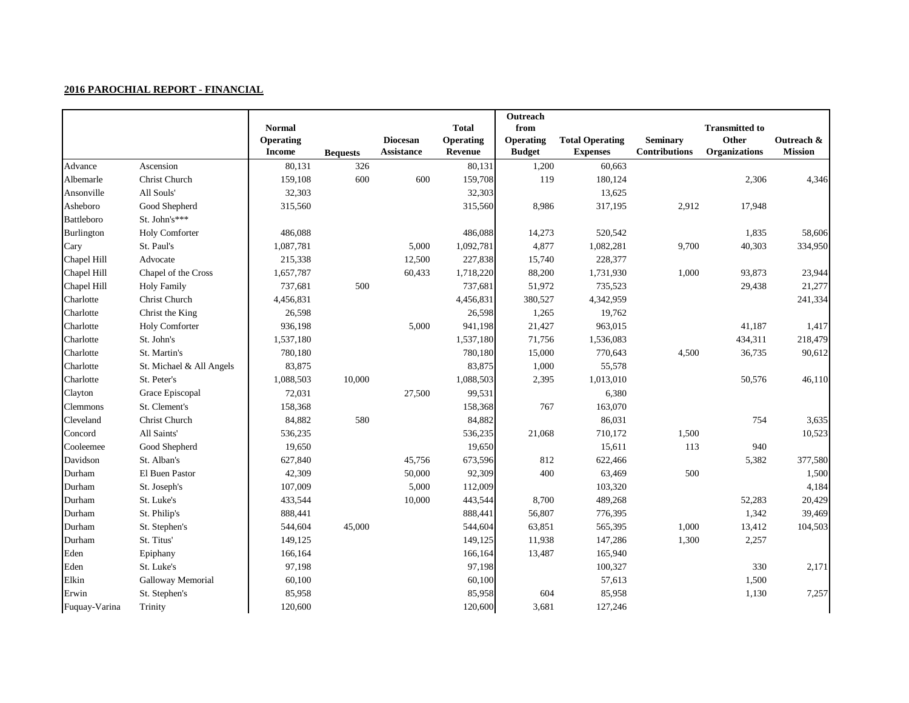**2016 PAROCHIAL REPORT - FINANCIAL**

| | | Normal Operating Income | Bequests | Diocesan Assistance | Total Operating Revenue | Outreach from Operating Budget | Total Operating Expenses | Seminary Contributions | Transmitted to Other Organizations | Outreach & Mission |
|---|---|---|---|---|---|---|---|---|---|---|
| Advance | Ascension | 80,131 | 326 | | 80,131 | 1,200 | 60,663 | | | |
| Albemarle | Christ Church | 159,108 | 600 | 600 | 159,708 | 119 | 180,124 | | 2,306 | 4,346 |
| Ansonville | All Souls' | 32,303 | | | 32,303 | | 13,625 | | | |
| Asheboro | Good Shepherd | 315,560 | | | 315,560 | 8,986 | 317,195 | 2,912 | 17,948 | |
| Battleboro | St. John's*** | | | | | | | | | |
| Burlington | Holy Comforter | 486,088 | | | 486,088 | 14,273 | 520,542 | | 1,835 | 58,606 |
| Cary | St. Paul's | 1,087,781 | | 5,000 | 1,092,781 | 4,877 | 1,082,281 | 9,700 | 40,303 | 334,950 |
| Chapel Hill | Advocate | 215,338 | | 12,500 | 227,838 | 15,740 | 228,377 | | | |
| Chapel Hill | Chapel of the Cross | 1,657,787 | | 60,433 | 1,718,220 | 88,200 | 1,731,930 | 1,000 | 93,873 | 23,944 |
| Chapel Hill | Holy Family | 737,681 | 500 | | 737,681 | 51,972 | 735,523 | | 29,438 | 21,277 |
| Charlotte | Christ Church | 4,456,831 | | | 4,456,831 | 380,527 | 4,342,959 | | | 241,334 |
| Charlotte | Christ the King | 26,598 | | | 26,598 | 1,265 | 19,762 | | | |
| Charlotte | Holy Comforter | 936,198 | | 5,000 | 941,198 | 21,427 | 963,015 | | 41,187 | 1,417 |
| Charlotte | St. John's | 1,537,180 | | | 1,537,180 | 71,756 | 1,536,083 | | 434,311 | 218,479 |
| Charlotte | St. Martin's | 780,180 | | | 780,180 | 15,000 | 770,643 | 4,500 | 36,735 | 90,612 |
| Charlotte | St. Michael & All Angels | 83,875 | | | 83,875 | 1,000 | 55,578 | | | |
| Charlotte | St. Peter's | 1,088,503 | 10,000 | | 1,088,503 | 2,395 | 1,013,010 | | 50,576 | 46,110 |
| Clayton | Grace Episcopal | 72,031 | | 27,500 | 99,531 | | 6,380 | | | |
| Clemmons | St. Clement's | 158,368 | | | 158,368 | 767 | 163,070 | | | |
| Cleveland | Christ Church | 84,882 | 580 | | 84,882 | | 86,031 | | 754 | 3,635 |
| Concord | All Saints' | 536,235 | | | 536,235 | 21,068 | 710,172 | 1,500 | | 10,523 |
| Cooleemee | Good Shepherd | 19,650 | | | 19,650 | | 15,611 | 113 | 940 | |
| Davidson | St. Alban's | 627,840 | | 45,756 | 673,596 | 812 | 622,466 | | 5,382 | 377,580 |
| Durham | El Buen Pastor | 42,309 | | 50,000 | 92,309 | 400 | 63,469 | 500 | | 1,500 |
| Durham | St. Joseph's | 107,009 | | 5,000 | 112,009 | | 103,320 | | | 4,184 |
| Durham | St. Luke's | 433,544 | | 10,000 | 443,544 | 8,700 | 489,268 | | 52,283 | 20,429 |
| Durham | St. Philip's | 888,441 | | | 888,441 | 56,807 | 776,395 | | 1,342 | 39,469 |
| Durham | St. Stephen's | 544,604 | 45,000 | | 544,604 | 63,851 | 565,395 | 1,000 | 13,412 | 104,503 |
| Durham | St. Titus' | 149,125 | | | 149,125 | 11,938 | 147,286 | 1,300 | 2,257 | |
| Eden | Epiphany | 166,164 | | | 166,164 | 13,487 | 165,940 | | | |
| Eden | St. Luke's | 97,198 | | | 97,198 | | 100,327 | | 330 | 2,171 |
| Elkin | Galloway Memorial | 60,100 | | | 60,100 | | 57,613 | | 1,500 | |
| Erwin | St. Stephen's | 85,958 | | | 85,958 | 604 | 85,958 | | 1,130 | 7,257 |
| Fuquay-Varina | Trinity | 120,600 | | | 120,600 | 3,681 | 127,246 | | | |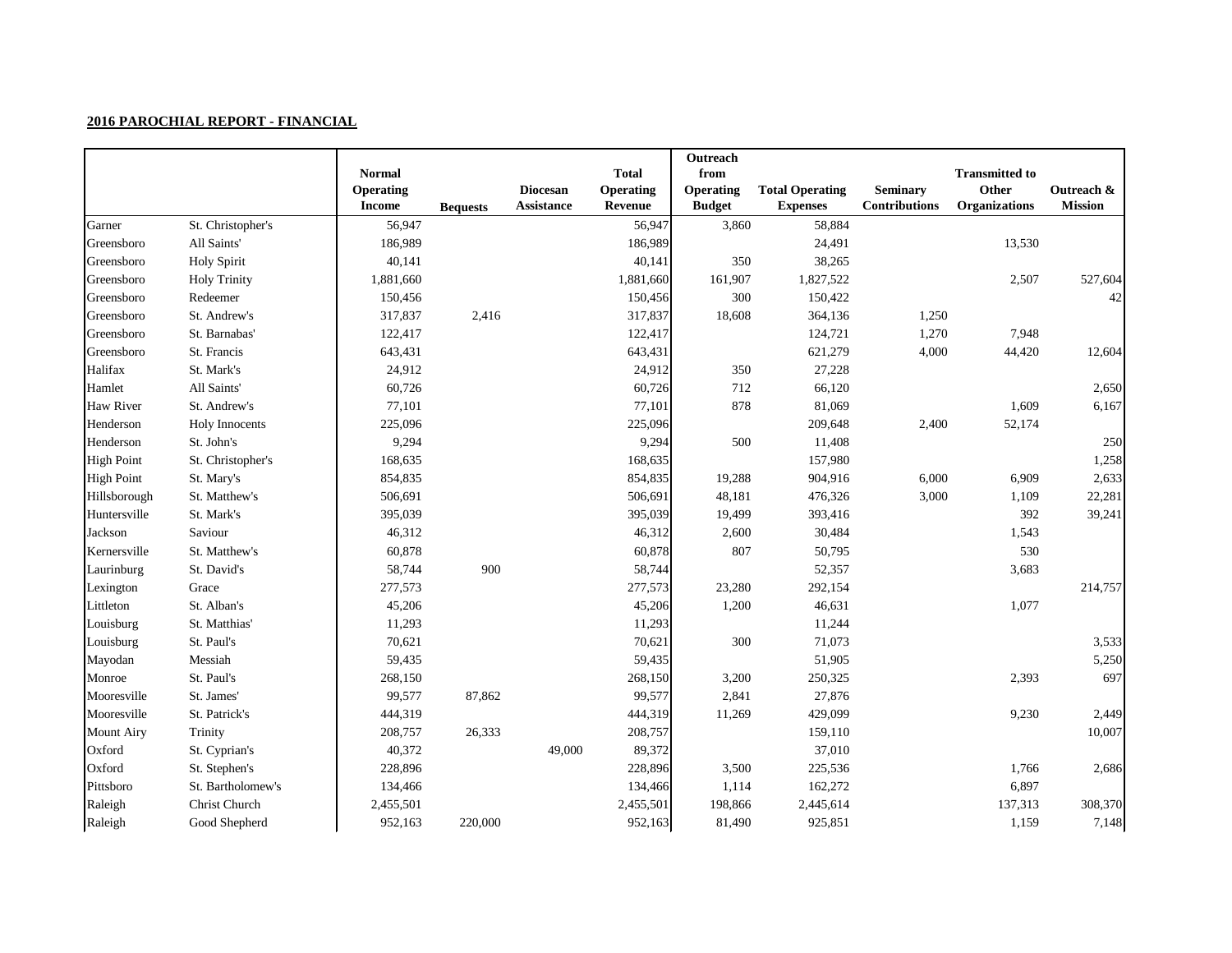**2016 PAROCHIAL REPORT - FINANCIAL**

| | | Normal Operating Income | Bequests | Diocesan Assistance | Total Operating Revenue | Outreach from Operating Budget | Total Operating Expenses | Seminary Contributions | Transmitted to Other Organizations | Outreach & Mission |
|---|---|---|---|---|---|---|---|---|---|---|
| Garner | St. Christopher's | 56,947 | | | 56,947 | 3,860 | 58,884 | | | |
| Greensboro | All Saints' | 186,989 | | | 186,989 | | 24,491 | | 13,530 | |
| Greensboro | Holy Spirit | 40,141 | | | 40,141 | 350 | 38,265 | | | |
| Greensboro | Holy Trinity | 1,881,660 | | | 1,881,660 | 161,907 | 1,827,522 | | 2,507 | 527,604 |
| Greensboro | Redeemer | 150,456 | | | 150,456 | 300 | 150,422 | | | 42 |
| Greensboro | St. Andrew's | 317,837 | 2,416 | | 317,837 | 18,608 | 364,136 | 1,250 | | |
| Greensboro | St. Barnabas' | 122,417 | | | 122,417 | | 124,721 | 1,270 | 7,948 | |
| Greensboro | St. Francis | 643,431 | | | 643,431 | | 621,279 | 4,000 | 44,420 | 12,604 |
| Halifax | St. Mark's | 24,912 | | | 24,912 | 350 | 27,228 | | | |
| Hamlet | All Saints' | 60,726 | | | 60,726 | 712 | 66,120 | | | 2,650 |
| Haw River | St. Andrew's | 77,101 | | | 77,101 | 878 | 81,069 | | 1,609 | 6,167 |
| Henderson | Holy Innocents | 225,096 | | | 225,096 | | 209,648 | 2,400 | 52,174 | |
| Henderson | St. John's | 9,294 | | | 9,294 | 500 | 11,408 | | | 250 |
| High Point | St. Christopher's | 168,635 | | | 168,635 | | 157,980 | | | 1,258 |
| High Point | St. Mary's | 854,835 | | | 854,835 | 19,288 | 904,916 | 6,000 | 6,909 | 2,633 |
| Hillsborough | St. Matthew's | 506,691 | | | 506,691 | 48,181 | 476,326 | 3,000 | 1,109 | 22,281 |
| Huntersville | St. Mark's | 395,039 | | | 395,039 | 19,499 | 393,416 | | 392 | 39,241 |
| Jackson | Saviour | 46,312 | | | 46,312 | 2,600 | 30,484 | | 1,543 | |
| Kernersville | St. Matthew's | 60,878 | | | 60,878 | 807 | 50,795 | | 530 | |
| Laurinburg | St. David's | 58,744 | 900 | | 58,744 | | 52,357 | | 3,683 | |
| Lexington | Grace | 277,573 | | | 277,573 | 23,280 | 292,154 | | | 214,757 |
| Littleton | St. Alban's | 45,206 | | | 45,206 | 1,200 | 46,631 | | 1,077 | |
| Louisburg | St. Matthias' | 11,293 | | | 11,293 | | 11,244 | | | |
| Louisburg | St. Paul's | 70,621 | | | 70,621 | 300 | 71,073 | | | 3,533 |
| Mayodan | Messiah | 59,435 | | | 59,435 | | 51,905 | | | 5,250 |
| Monroe | St. Paul's | 268,150 | | | 268,150 | 3,200 | 250,325 | | 2,393 | 697 |
| Mooresville | St. James' | 99,577 | 87,862 | | 99,577 | 2,841 | 27,876 | | | |
| Mooresville | St. Patrick's | 444,319 | | | 444,319 | 11,269 | 429,099 | | 9,230 | 2,449 |
| Mount Airy | Trinity | 208,757 | 26,333 | | 208,757 | | 159,110 | | | 10,007 |
| Oxford | St. Cyprian's | 40,372 | | 49,000 | 89,372 | | 37,010 | | | |
| Oxford | St. Stephen's | 228,896 | | | 228,896 | 3,500 | 225,536 | | 1,766 | 2,686 |
| Pittsboro | St. Bartholomew's | 134,466 | | | 134,466 | 1,114 | 162,272 | | 6,897 | |
| Raleigh | Christ Church | 2,455,501 | | | 2,455,501 | 198,866 | 2,445,614 | | 137,313 | 308,370 |
| Raleigh | Good Shepherd | 952,163 | 220,000 | | 952,163 | 81,490 | 925,851 | | 1,159 | 7,148 |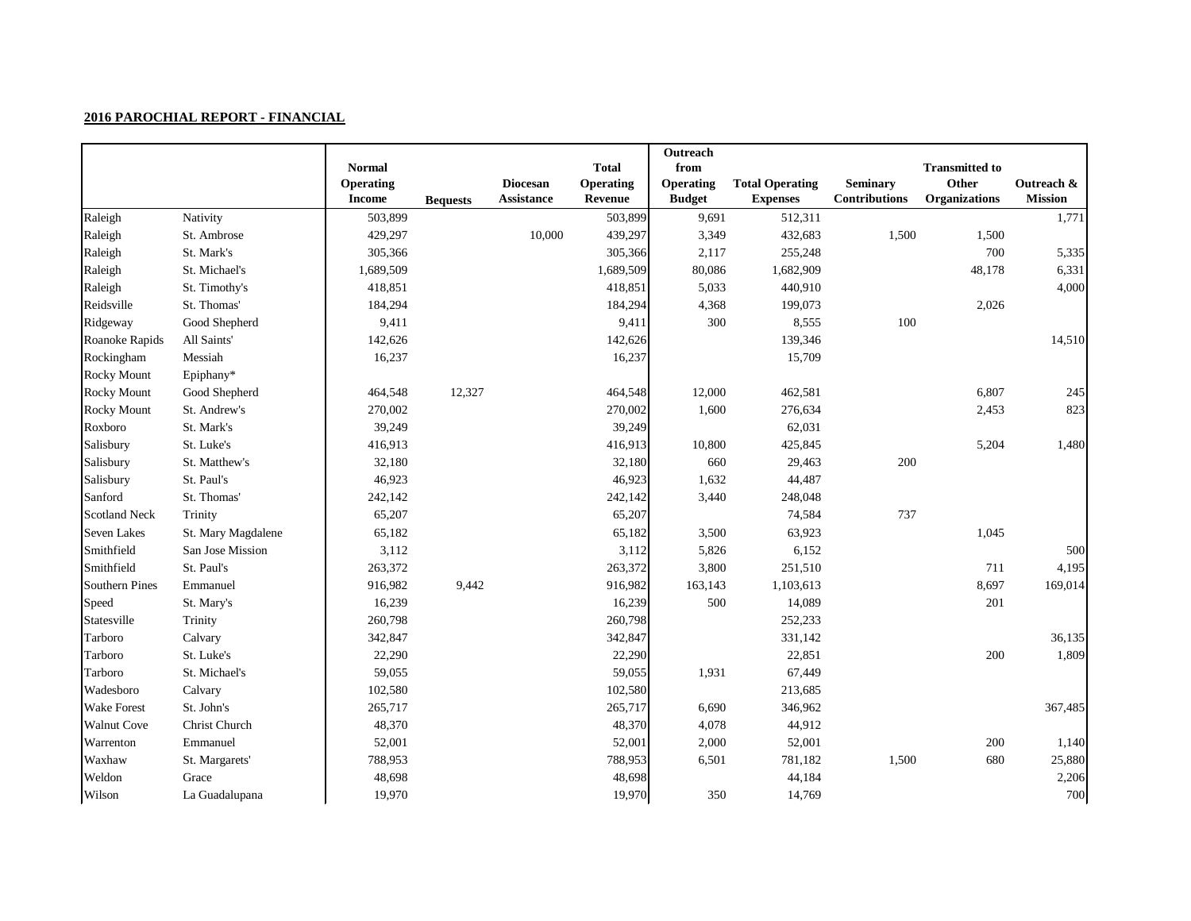**2016 PAROCHIAL REPORT - FINANCIAL**

| | | Normal Operating Income | Bequests | Diocesan Assistance | Total Operating Revenue | Outreach from Operating Budget | Total Operating Expenses | Seminary Contributions | Transmitted to Other Organizations | Outreach & Mission |
|---|---|---|---|---|---|---|---|---|---|---|
| Raleigh | Nativity | 503,899 | | | 503,899 | 9,691 | 512,311 | | | 1,771 |
| Raleigh | St. Ambrose | 429,297 | | 10,000 | 439,297 | 3,349 | 432,683 | 1,500 | 1,500 | |
| Raleigh | St. Mark's | 305,366 | | | 305,366 | 2,117 | 255,248 | | 700 | 5,335 |
| Raleigh | St. Michael's | 1,689,509 | | | 1,689,509 | 80,086 | 1,682,909 | | 48,178 | 6,331 |
| Raleigh | St. Timothy's | 418,851 | | | 418,851 | 5,033 | 440,910 | | | 4,000 |
| Reidsville | St. Thomas' | 184,294 | | | 184,294 | 4,368 | 199,073 | | 2,026 | |
| Ridgeway | Good Shepherd | 9,411 | | | 9,411 | 300 | 8,555 | 100 | | |
| Roanoke Rapids | All Saints' | 142,626 | | | 142,626 | | 139,346 | | | 14,510 |
| Rockingham | Messiah | 16,237 | | | 16,237 | | 15,709 | | | |
| Rocky Mount | Epiphany* | | | | | | | | | |
| Rocky Mount | Good Shepherd | 464,548 | 12,327 | | 464,548 | 12,000 | 462,581 | | 6,807 | 245 |
| Rocky Mount | St. Andrew's | 270,002 | | | 270,002 | 1,600 | 276,634 | | 2,453 | 823 |
| Roxboro | St. Mark's | 39,249 | | | 39,249 | | 62,031 | | | |
| Salisbury | St. Luke's | 416,913 | | | 416,913 | 10,800 | 425,845 | | 5,204 | 1,480 |
| Salisbury | St. Matthew's | 32,180 | | | 32,180 | 660 | 29,463 | 200 | | |
| Salisbury | St. Paul's | 46,923 | | | 46,923 | 1,632 | 44,487 | | | |
| Sanford | St. Thomas' | 242,142 | | | 242,142 | 3,440 | 248,048 | | | |
| Scotland Neck | Trinity | 65,207 | | | 65,207 | | 74,584 | 737 | | |
| Seven Lakes | St. Mary Magdalene | 65,182 | | | 65,182 | 3,500 | 63,923 | | 1,045 | |
| Smithfield | San Jose Mission | 3,112 | | | 3,112 | 5,826 | 6,152 | | | 500 |
| Smithfield | St. Paul's | 263,372 | | | 263,372 | 3,800 | 251,510 | | 711 | 4,195 |
| Southern Pines | Emmanuel | 916,982 | 9,442 | | 916,982 | 163,143 | 1,103,613 | | 8,697 | 169,014 |
| Speed | St. Mary's | 16,239 | | | 16,239 | 500 | 14,089 | | 201 | |
| Statesville | Trinity | 260,798 | | | 260,798 | | 252,233 | | | |
| Tarboro | Calvary | 342,847 | | | 342,847 | | 331,142 | | | 36,135 |
| Tarboro | St. Luke's | 22,290 | | | 22,290 | | 22,851 | | 200 | 1,809 |
| Tarboro | St. Michael's | 59,055 | | | 59,055 | 1,931 | 67,449 | | | |
| Wadesboro | Calvary | 102,580 | | | 102,580 | | 213,685 | | | |
| Wake Forest | St. John's | 265,717 | | | 265,717 | 6,690 | 346,962 | | | 367,485 |
| Walnut Cove | Christ Church | 48,370 | | | 48,370 | 4,078 | 44,912 | | | |
| Warrenton | Emmanuel | 52,001 | | | 52,001 | 2,000 | 52,001 | | 200 | 1,140 |
| Waxhaw | St. Margarets' | 788,953 | | | 788,953 | 6,501 | 781,182 | 1,500 | 680 | 25,880 |
| Weldon | Grace | 48,698 | | | 48,698 | | 44,184 | | | 2,206 |
| Wilson | La Guadalupana | 19,970 | | | 19,970 | 350 | 14,769 | | | 700 |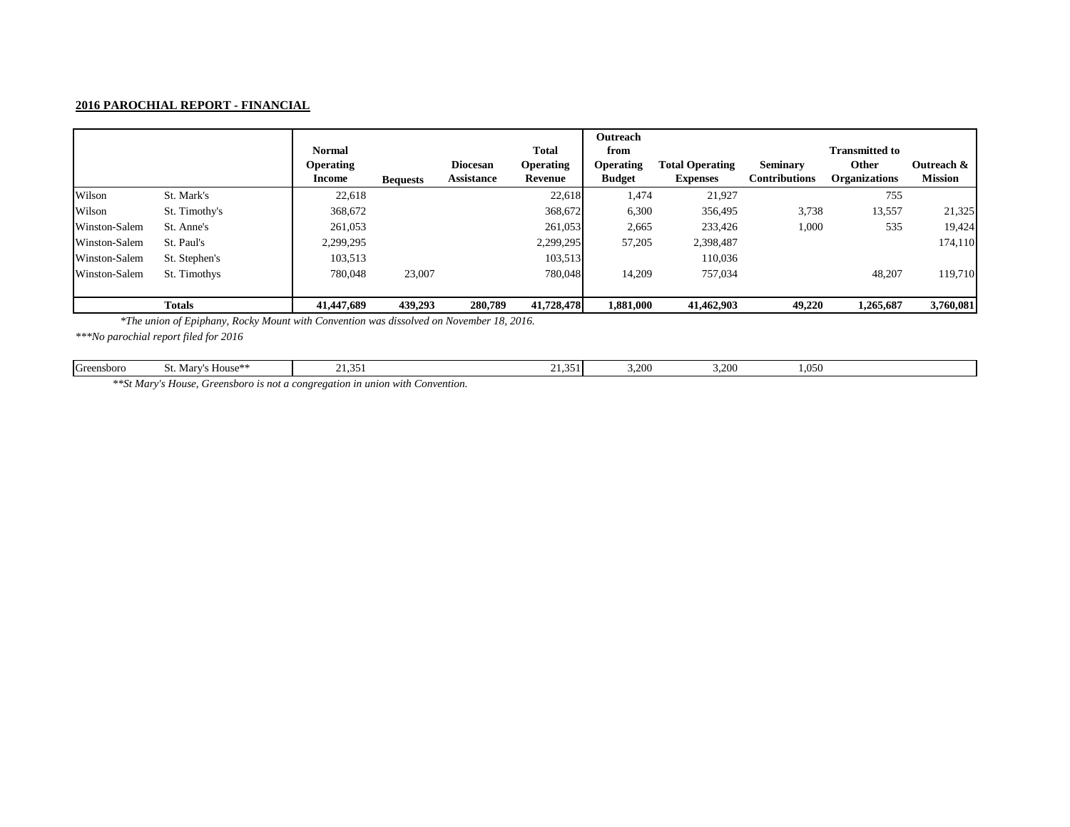**2016 PAROCHIAL REPORT - FINANCIAL**

| | | Normal Operating Income | Bequests | Diocesan Assistance | Total Operating Revenue | Outreach from Operating Budget | Total Operating Expenses | Seminary Contributions | Transmitted to Other Organizations | Outreach & Mission |
|---|---|---|---|---|---|---|---|---|---|---|
| Wilson | St. Mark's | 22,618 | | | 22,618 | 1,474 | 21,927 | | 755 | |
| Wilson | St. Timothy's | 368,672 | | | 368,672 | 6,300 | 356,495 | 3,738 | 13,557 | 21,325 |
| Winston-Salem | St. Anne's | 261,053 | | | 261,053 | 2,665 | 233,426 | 1,000 | 535 | 19,424 |
| Winston-Salem | St. Paul's | 2,299,295 | | | 2,299,295 | 57,205 | 2,398,487 | | | 174,110 |
| Winston-Salem | St. Stephen's | 103,513 | | | 103,513 | | 110,036 | | | |
| Winston-Salem | St. Timothys | 780,048 | 23,007 | | 780,048 | 14,209 | 757,034 | | 48,207 | 119,710 |
| | **Totals** | **41,447,689** | **439,293** | **280,789** | **41,728,478** | **1,881,000** | **41,462,903** | **49,220** | **1,265,687** | **3,760,081** |

*\*The union of Epiphany, Rocky Mount with Convention was dissolved on November 18, 2016.*

*\*\*\*No parochial report filed for 2016*

| | | | | | | | | | | |
|---|---|---|---|---|---|---|---|---|---|---|
| Greensboro | St. Mary's House** | 21,351 | | | 21,351 | 3,200 | 3,200 | 1,050 | | |

*\*\*St Mary's House, Greensboro is not a congregation in union with Convention.*